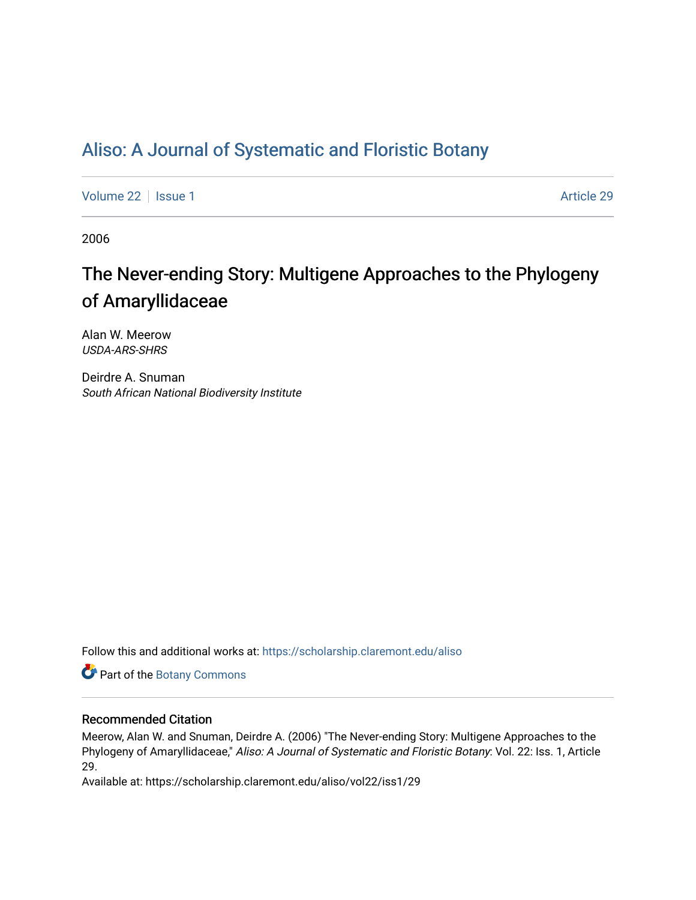# Aliso: A Journal of Systematic and Floristic Botany

Volume 22 | Issue 1 Article 29

2006

## The Never-ending Story: Multigene Approaches to the Phylogeny of Amaryllidaceae

Alan W. Meerow
*USDA-ARS-SHRS*

Deirdre A. Snuman
*South African National Biodiversity Institute*

Follow this and additional works at: https://scholarship.claremont.edu/aliso

Part of the Botany Commons

### Recommended Citation

Meerow, Alan W. and Snuman, Deirdre A. (2006) "The Never-ending Story: Multigene Approaches to the Phylogeny of Amaryllidaceae," *Aliso: A Journal of Systematic and Floristic Botany*: Vol. 22: Iss. 1, Article 29.
Available at: https://scholarship.claremont.edu/aliso/vol22/iss1/29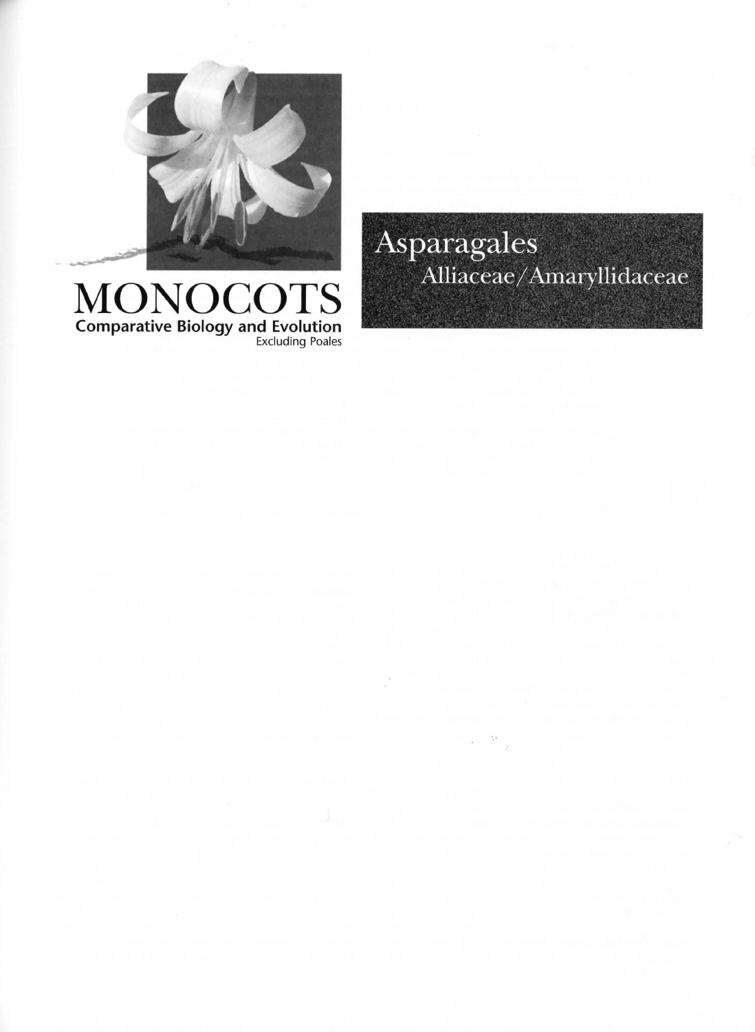# MONOCOTS

**Comparative Biology and Evolution**

Excluding Poales

## Asparagales

### Alliaceae/Amaryllidaceae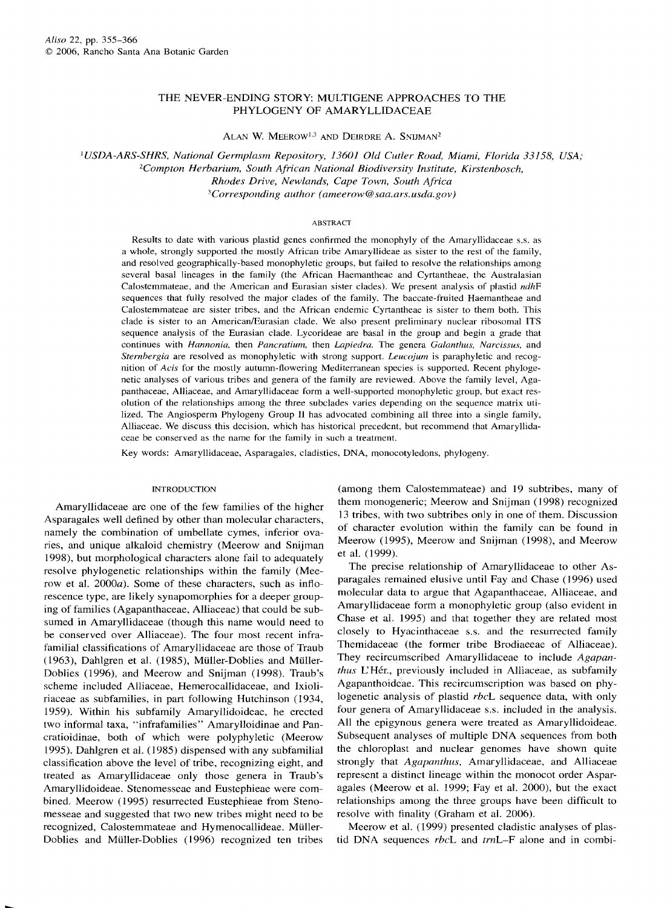# THE NEVER-ENDING STORY: MULTIGENE APPROACHES TO THE PHYLOGENY OF AMARYLLIDACEAE

ALAN W. MEEROW[1,3] AND DEIRDRE A. SNIJMAN[2]

[1]*USDA-ARS-SHRS, National Germplasm Repository, 13601 Old Cutler Road, Miami, Florida 33158, USA;*
[2]*Compton Herbarium, South African National Biodiversity Institute, Kirstenbosch, Rhodes Drive, Newlands, Cape Town, South Africa*
[3]*Corresponding author (ameerow@saa.ars.usda.gov)*

## ABSTRACT

Results to date with various plastid genes confirmed the monophyly of the Amaryllidaceae s.s. as a whole, strongly supported the mostly African tribe Amaryllideae as sister to the rest of the family, and resolved geographically-based monophyletic groups, but failed to resolve the relationships among several basal lineages in the family (the African Haemantheae and Cyrtantheae, the Australasian Calostemmateae, and the American and Eurasian sister clades). We present analysis of plastid *ndh*F sequences that fully resolved the major clades of the family. The baccate-fruited Haemantheae and Calostemmateae are sister tribes, and the African endemic Cyrtantheae is sister to them both. This clade is sister to an American/Eurasian clade. We also present preliminary nuclear ribosomal ITS sequence analysis of the Eurasian clade. Lycorideae are basal in the group and begin a grade that continues with *Hannonia*, then *Pancratium*, then *Lapiedra*. The genera *Galanthus*, *Narcissus*, and *Sternbergia* are resolved as monophyletic with strong support. *Leucojum* is paraphyletic and recognition of *Acis* for the mostly autumn-flowering Mediterranean species is supported. Recent phylogenetic analyses of various tribes and genera of the family are reviewed. Above the family level, Agapanthaceae, Alliaceae, and Amaryllidaceae form a well-supported monophyletic group, but exact resolution of the relationships among the three subclades varies depending on the sequence matrix utilized. The Angiosperm Phylogeny Group II has advocated combining all three into a single family, Alliaceae. We discuss this decision, which has historical precedent, but recommend that Amaryllidaceae be conserved as the name for the family in such a treatment.

Key words: Amaryllidaceae, Asparagales, cladistics, DNA, monocotyledons, phylogeny.

## INTRODUCTION

Amaryllidaceae are one of the few families of the higher Asparagales well defined by other than molecular characters, namely the combination of umbellate cymes, inferior ovaries, and unique alkaloid chemistry (Meerow and Snijman 1998), but morphological characters alone fail to adequately resolve phylogenetic relationships within the family (Meerow et al. 2000*a*). Some of these characters, such as inflorescence type, are likely synapomorphies for a deeper grouping of families (Agapanthaceae, Alliaceae) that could be subsumed in Amaryllidaceae (though this name would need to be conserved over Alliaceae). The four most recent infrafamilial classifications of Amaryllidaceae are those of Traub (1963), Dahlgren et al. (1985), Müller-Doblies and Müller-Doblies (1996), and Meerow and Snijman (1998). Traub's scheme included Alliaceae, Hemerocallidaceae, and Ixioliriaceae as subfamilies, in part following Hutchinson (1934, 1959). Within his subfamily Amaryllidoideae, he erected two informal taxa, "infrafamilies" Amarylloidinae and Pancratioidinae, both of which were polyphyletic (Meerow 1995). Dahlgren et al. (1985) dispensed with any subfamilial classification above the level of tribe, recognizing eight, and treated as Amaryllidaceae only those genera in Traub's Amaryllidoideae. Stenomesseae and Eustephieae were combined. Meerow (1995) resurrected Eustephieae from Stenomesseae and suggested that two new tribes might need to be recognized, Calostemmateae and Hymenocallideae. Müller-Doblies and Müller-Doblies (1996) recognized ten tribes (among them Calostemmateae) and 19 subtribes, many of them monogeneric; Meerow and Snijman (1998) recognized 13 tribes, with two subtribes only in one of them. Discussion of character evolution within the family can be found in Meerow (1995), Meerow and Snijman (1998), and Meerow et al. (1999).

The precise relationship of Amaryllidaceae to other Asparagales remained elusive until Fay and Chase (1996) used molecular data to argue that Agapanthaceae, Alliaceae, and Amaryllidaceae form a monophyletic group (also evident in Chase et al. 1995) and that together they are related most closely to Hyacinthaceae s.s. and the resurrected family Themidaceae (the former tribe Brodiaeeae of Alliaceae). They recircumscribed Amaryllidaceae to include *Agapanthus* L'Hér., previously included in Alliaceae, as subfamily Agapanthoideae. This recircumscription was based on phylogenetic analysis of plastid *rbc*L sequence data, with only four genera of Amaryllidaceae s.s. included in the analysis. All the epigynous genera were treated as Amaryllidoideae. Subsequent analyses of multiple DNA sequences from both the chloroplast and nuclear genomes have shown quite strongly that *Agapanthus*, Amaryllidaceae, and Alliaceae represent a distinct lineage within the monocot order Asparagales (Meerow et al. 1999; Fay et al. 2000), but the exact relationships among the three groups have been difficult to resolve with finality (Graham et al. 2006).

Meerow et al. (1999) presented cladistic analyses of plastid DNA sequences *rbc*L and *trn*L–F alone and in combi-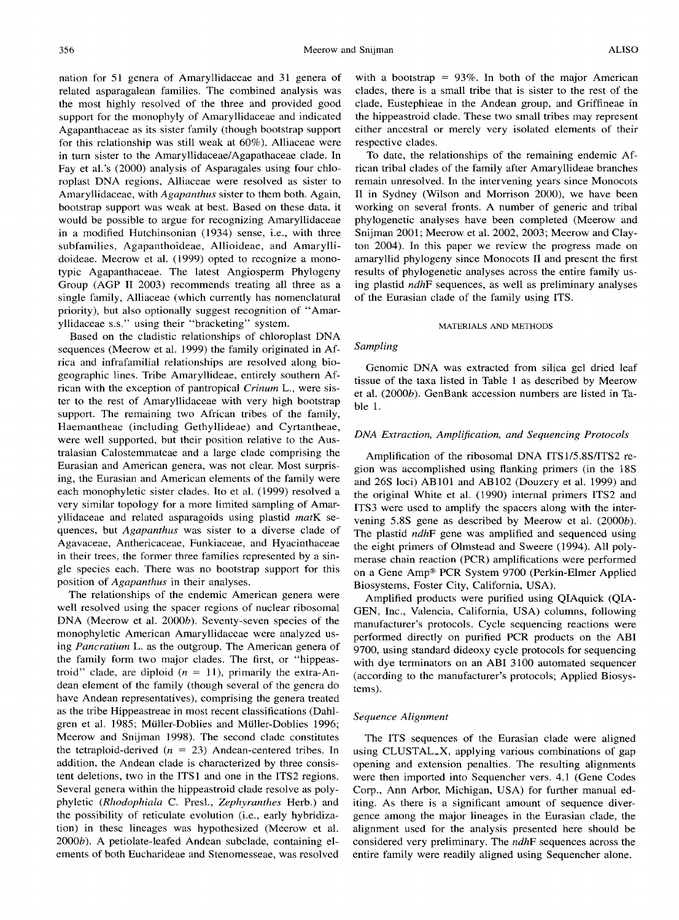nation for 51 genera of Amaryllidaceae and 31 genera of related asparagalean families. The combined analysis was the most highly resolved of the three and provided good support for the monophyly of Amaryllidaceae and indicated Agapanthaceae as its sister family (though bootstrap support for this relationship was still weak at 60%). Alliaceae were in turn sister to the Amaryllidaceae/Agapathaceae clade. In Fay et al.'s (2000) analysis of Asparagales using four chloroplast DNA regions, Alliaceae were resolved as sister to Amaryllidaceae, with *Agapanthus* sister to them both. Again, bootstrap support was weak at best. Based on these data, it would be possible to argue for recognizing Amaryllidaceae in a modified Hutchinsonian (1934) sense, i.e., with three subfamilies, Agapanthoideae, Allioideae, and Amaryllidoideae. Meerow et al. (1999) opted to recognize a monotypic Agapanthaceae. The latest Angiosperm Phylogeny Group (AGP II 2003) recommends treating all three as a single family, Alliaceae (which currently has nomenclatural priority), but also optionally suggest recognition of "Amaryllidaceae s.s." using their "bracketing" system.

Based on the cladistic relationships of chloroplast DNA sequences (Meerow et al. 1999) the family originated in Africa and infrafamilial relationships are resolved along biogeographic lines. Tribe Amaryllideae, entirely southern African with the exception of pantropical *Crinum* L., were sister to the rest of Amaryllidaceae with very high bootstrap support. The remaining two African tribes of the family, Haemantheae (including Gethyllideae) and Cyrtantheae, were well supported, but their position relative to the Australasian Calostemmateae and a large clade comprising the Eurasian and American genera, was not clear. Most surprising, the Eurasian and American elements of the family were each monophyletic sister clades. Ito et al. (1999) resolved a very similar topology for a more limited sampling of Amaryllidaceae and related asparagoids using plastid *mat*K sequences, but *Agapanthus* was sister to a diverse clade of Agavaceae, Anthericaceae, Funkiaceae, and Hyacinthaceae in their trees, the former three families represented by a single species each. There was no bootstrap support for this position of *Agapanthus* in their analyses.

The relationships of the endemic American genera were well resolved using the spacer regions of nuclear ribosomal DNA (Meerow et al. 2000*b*). Seventy-seven species of the monophyletic American Amaryllidaceae were analyzed using *Pancratium* L. as the outgroup. The American genera of the family form two major clades. The first, or "hippeastroid" clade, are diploid ($n$ = 11), primarily the extra-Andean element of the family (though several of the genera do have Andean representatives), comprising the genera treated as the tribe Hippeastreae in most recent classifications (Dahlgren et al. 1985; Müller-Doblies and Müller-Doblies 1996; Meerow and Snijman 1998). The second clade constitutes the tetraploid-derived ($n$ = 23) Andean-centered tribes. In addition, the Andean clade is characterized by three consistent deletions, two in the ITS1 and one in the ITS2 regions. Several genera within the hippeastroid clade resolve as polyphyletic (*Rhodophiala* C. Presl., *Zephyranthes* Herb.) and the possibility of reticulate evolution (i.e., early hybridization) in these lineages was hypothesized (Meerow et al. 2000*b*). A petiolate-leafed Andean subclade, containing elements of both Eucharideae and Stenomesseae, was resolved with a bootstrap = 93%. In both of the major American clades, there is a small tribe that is sister to the rest of the clade, Eustephieae in the Andean group, and Griffineae in the hippeastroid clade. These two small tribes may represent either ancestral or merely very isolated elements of their respective clades.

To date, the relationships of the remaining endemic African tribal clades of the family after Amaryllideae branches remain unresolved. In the intervening years since Monocots II in Sydney (Wilson and Morrison 2000), we have been working on several fronts. A number of generic and tribal phylogenetic analyses have been completed (Meerow and Snijman 2001; Meerow et al. 2002, 2003; Meerow and Clayton 2004). In this paper we review the progress made on amaryllid phylogeny since Monocots II and present the first results of phylogenetic analyses across the entire family using plastid *ndh*F sequences, as well as preliminary analyses of the Eurasian clade of the family using ITS.

## MATERIALS AND METHODS

### *Sampling*

Genomic DNA was extracted from silica gel dried leaf tissue of the taxa listed in Table 1 as described by Meerow et al. (2000*b*). GenBank accession numbers are listed in Table 1.

### *DNA Extraction, Amplification, and Sequencing Protocols*

Amplification of the ribosomal DNA ITS1/5.8S/ITS2 region was accomplished using flanking primers (in the 18S and 26S loci) AB101 and AB102 (Douzery et al. 1999) and the original White et al. (1990) internal primers ITS2 and ITS3 were used to amplify the spacers along with the intervening 5.8S gene as described by Meerow et al. (2000*b*). The plastid *ndh*F gene was amplified and sequenced using the eight primers of Olmstead and Sweere (1994). All polymerase chain reaction (PCR) amplifications were performed on a Gene Amp® PCR System 9700 (Perkin-Elmer Applied Biosystems, Foster City, California, USA).

Amplified products were purified using QIAquick (QIAGEN, Inc., Valencia, California, USA) columns, following manufacturer's protocols. Cycle sequencing reactions were performed directly on purified PCR products on the ABI 9700, using standard dideoxy cycle protocols for sequencing with dye terminators on an ABI 3100 automated sequencer (according to the manufacturer's protocols; Applied Biosystems).

### *Sequence Alignment*

The ITS sequences of the Eurasian clade were aligned using CLUSTAL_X, applying various combinations of gap opening and extension penalties. The resulting alignments were then imported into Sequencher vers. 4.1 (Gene Codes Corp., Ann Arbor, Michigan, USA) for further manual editing. As there is a significant amount of sequence divergence among the major lineages in the Eurasian clade, the alignment used for the analysis presented here should be considered very preliminary. The *ndh*F sequences across the entire family were readily aligned using Sequencher alone.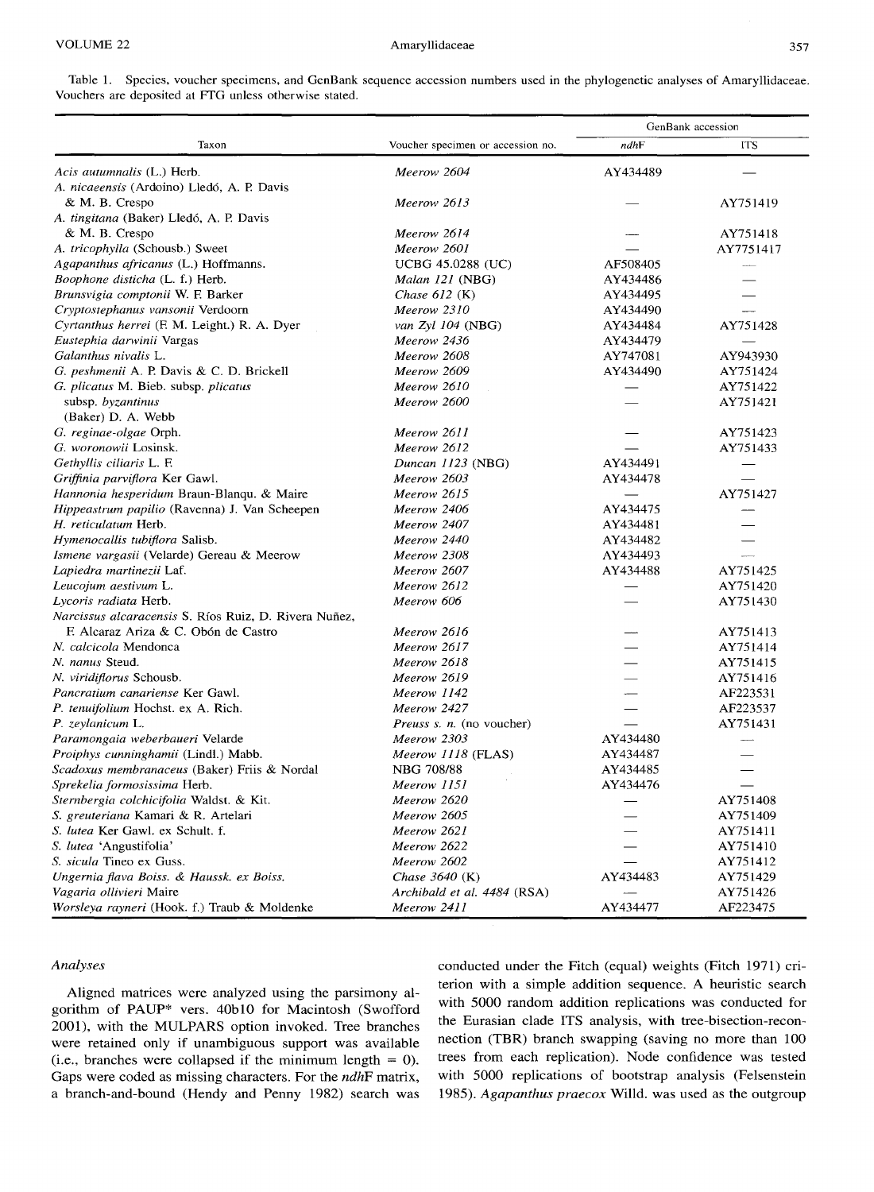Table 1. Species, voucher specimens, and GenBank sequence accession numbers used in the phylogenetic analyses of Amaryllidaceae. Vouchers are deposited at FTG unless otherwise stated.

| Taxon | Voucher specimen or accession no. | GenBank accession | |
|---|---|---|---|
| | | *ndh*F | ITS |
| *Acis autumnalis* (L.) Herb. | *Meerow 2604* | AY434489 | — |
| *A. nicaeensis* (Ardoino) Lledó, A. P. Davis & M. B. Crespo | *Meerow 2613* | — | AY751419 |
| *A. tingitana* (Baker) Lledó, A. P. Davis & M. B. Crespo | *Meerow 2614* | — | AY751418 |
| *A. tricophylla* (Schousb.) Sweet | *Meerow 2601* | — | AY7751417 |
| *Agapanthus africanus* (L.) Hoffmanns. | UCBG 45.0288 (UC) | AF508405 | — |
| *Boophone disticha* (L. f.) Herb. | *Malan 121* (NBG) | AY434486 | — |
| *Brunsvigia comptonii* W. F. Barker | *Chase 612* (K) | AY434495 | — |
| *Cryptostephanus vansonii* Verdoorn | *Meerow 2310* | AY434490 | — |
| *Cyrtanthus herrei* (F. M. Leight.) R. A. Dyer | *van Zyl 104* (NBG) | AY434484 | AY751428 |
| *Eustephia darwinii* Vargas | *Meerow 2436* | AY434479 | — |
| *Galanthus nivalis* L. | *Meerow 2608* | AY747081 | AY943930 |
| *G. peshmenii* A. P. Davis & C. D. Brickell | *Meerow 2609* | AY434490 | AY751424 |
| *G. plicatus* M. Bieb. subsp. *plicatus* | *Meerow 2610* | — | AY751422 |
| subsp. *byzantinus* (Baker) D. A. Webb | *Meerow 2600* | — | AY751421 |
| *G. reginae-olgae* Orph. | *Meerow 2611* | — | AY751423 |
| *G. woronowii* Losinsk. | *Meerow 2612* | — | AY751433 |
| *Gethyllis ciliaris* L. F. | *Duncan 1123* (NBG) | AY434491 | — |
| *Griffinia parviflora* Ker Gawl. | *Meerow 2603* | AY434478 | — |
| *Hannonia hesperidum* Braun-Blanqu. & Maire | *Meerow 2615* | — | AY751427 |
| *Hippeastrum papilio* (Ravenna) J. Van Scheepen | *Meerow 2406* | AY434475 | — |
| *H. reticulatum* Herb. | *Meerow 2407* | AY434481 | — |
| *Hymenocallis tubiflora* Salisb. | *Meerow 2440* | AY434482 | — |
| *Ismene vargasii* (Velarde) Gereau & Meerow | *Meerow 2308* | AY434493 | — |
| *Lapiedra martinezii* Laf. | *Meerow 2607* | AY434488 | AY751425 |
| *Leucojum aestivum* L. | *Meerow 2612* | — | AY751420 |
| *Lycoris radiata* Herb. | *Meerow 606* | — | AY751430 |
| *Narcissus alcaracensis* S. Ríos Ruiz, D. Rivera Nuñez, F. Alcaraz Ariza & C. Obón de Castro | *Meerow 2616* | — | AY751413 |
| *N. calcicola* Mendonca | *Meerow 2617* | — | AY751414 |
| *N. nanus* Steud. | *Meerow 2618* | — | AY751415 |
| *N. viridiflorus* Schousb. | *Meerow 2619* | — | AY751416 |
| *Pancratium canariense* Ker Gawl. | *Meerow 1142* | — | AF223531 |
| *P. tenuifolium* Hochst. ex A. Rich. | *Meerow 2427* | — | AF223537 |
| *P. zeylanicum* L. | *Preuss s. n.* (no voucher) | — | AY751431 |
| *Paramongaia weberbaueri* Velarde | *Meerow 2303* | AY434480 | — |
| *Proiphys cunninghamii* (Lindl.) Mabb. | *Meerow 1118* (FLAS) | AY434487 | — |
| *Scadoxus membranaceus* (Baker) Friis & Nordal | NBG 708/88 | AY434485 | — |
| *Sprekelia formosissima* Herb. | *Meerow 1151* | AY434476 | — |
| *Sternbergia colchiciflora* Waldst. & Kit. | *Meerow 2620* | — | AY751408 |
| *S. greuteriana* Kamari & R. Artelari | *Meerow 2605* | — | AY751409 |
| *S. lutea* Ker Gawl. ex Schult. f. | *Meerow 2621* | — | AY751411 |
| *S. lutea* 'Angustifolia' | *Meerow 2622* | — | AY751410 |
| *S. sicula* Tineo ex Guss. | *Meerow 2602* | — | AY751412 |
| *Ungernia flava* Boiss. & Haussk. ex Boiss. | *Chase 3640* (K) | AY434483 | AY751429 |
| *Vagaria ollivieri* Maire | *Archibald et al. 4484* (RSA) | — | AY751426 |
| *Worsleya rayneri* (Hook. f.) Traub & Moldenke | *Meerow 2411* | AY434477 | AF223475 |

### *Analyses*

Aligned matrices were analyzed using the parsimony algorithm of PAUP* vers. 40b10 for Macintosh (Swofford 2001), with the MULPARS option invoked. Tree branches were retained only if unambiguous support was available (i.e., branches were collapsed if the minimum length = 0). Gaps were coded as missing characters. For the *ndh*F matrix, a branch-and-bound (Hendy and Penny 1982) search was conducted under the Fitch (equal) weights (Fitch 1971) criterion with a simple addition sequence. A heuristic search with 5000 random addition replications was conducted for the Eurasian clade ITS analysis, with tree-bisection-reconnection (TBR) branch swapping (saving no more than 100 trees from each replication). Node confidence was tested with 5000 replications of bootstrap analysis (Felsenstein 1985). *Agapanthus praecox* Willd. was used as the outgroup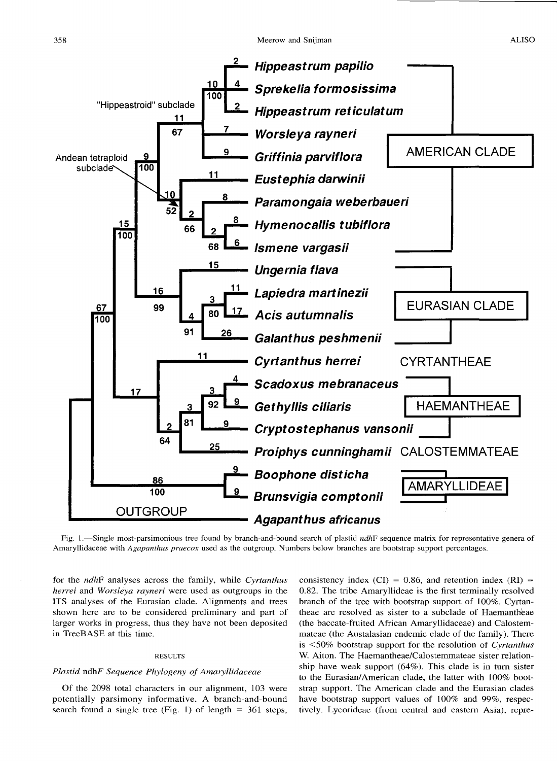Fig. 1.—Single most-parsimonious tree found by branch-and-bound search of plastid *ndh*F sequence matrix for representative genera of Amaryllidaceae with *Agapanthus praecox* used as the outgroup. Numbers below branches are bootstrap support percentages.

for the *ndh*F analyses across the family, while *Cyrtanthus herrei* and *Worsleya rayneri* were used as outgroups in the ITS analyses of the Eurasian clade. Alignments and trees shown here are to be considered preliminary and part of larger works in progress, thus they have not been deposited in TreeBASE at this time.

## RESULTS

### Plastid ndhF Sequence Phylogeny of Amaryllidaceae

Of the 2098 total characters in our alignment, 103 were potentially parsimony informative. A branch-and-bound search found a single tree (Fig. 1) of length = 361 steps, consistency index (CI) = 0.86, and retention index (RI) = 0.82. The tribe Amaryllideae is the first terminally resolved branch of the tree with bootstrap support of 100%. Cyrtantheae are resolved as sister to a subclade of Haemantheae (the baccate-fruited African Amaryllidaceae) and Calostemmateae (the Austalasian endemic clade of the family). There is <50% bootstrap support for the resolution of *Cyrtanthus* W. Aiton. The Haemantheae/Calostemmateae sister relationship have weak support (64%). This clade is in turn sister to the Eurasian/American clade, the latter with 100% bootstrap support. The American clade and the Eurasian clades have bootstrap support values of 100% and 99%, respectively. Lycorideae (from central and eastern Asia), repre-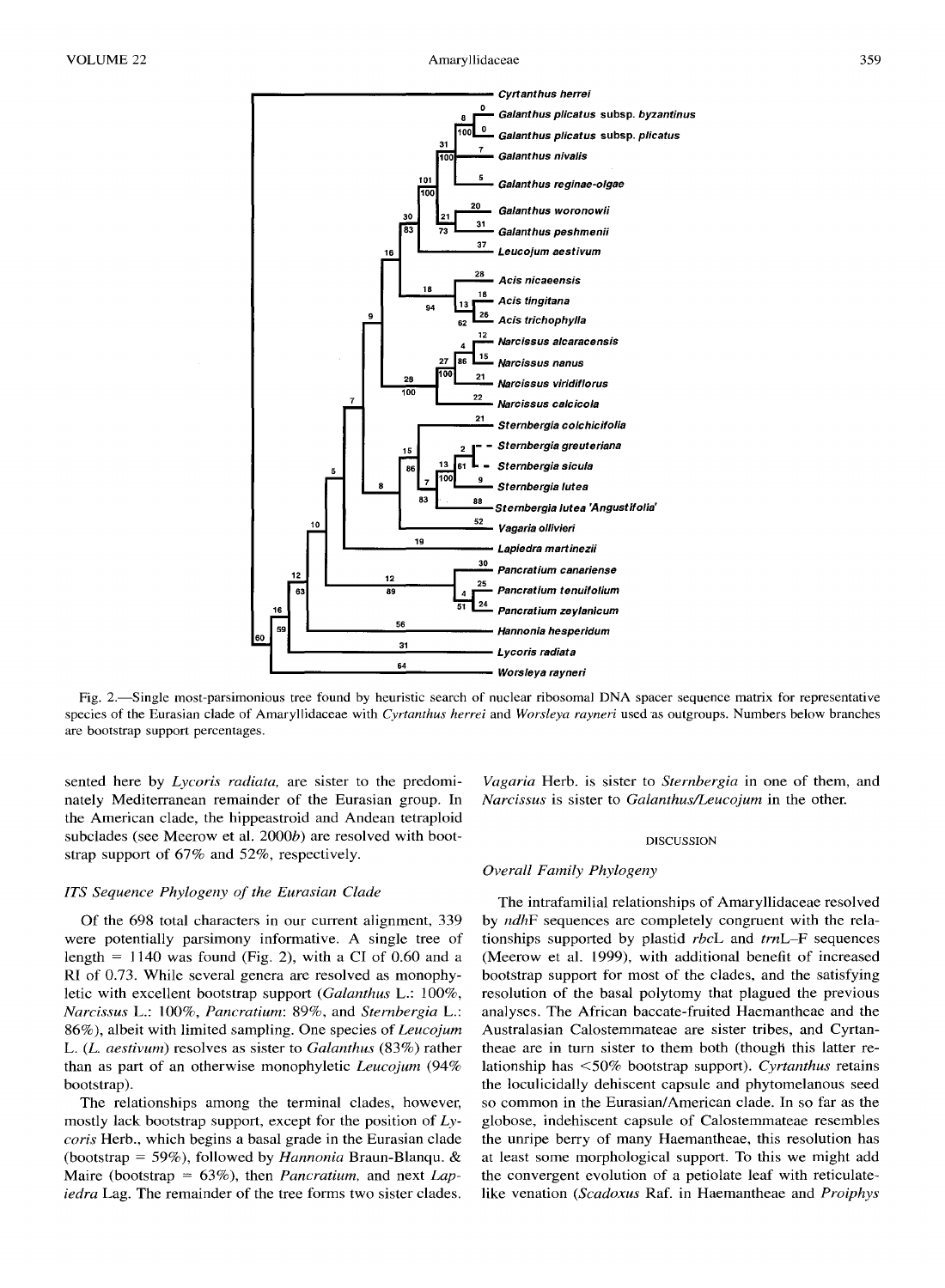Fig. 2.—Single most-parsimonious tree found by heuristic search of nuclear ribosomal DNA spacer sequence matrix for representative species of the Eurasian clade of Amaryllidaceae with *Cyrtanthus herrei* and *Worsleya rayneri* used as outgroups. Numbers below branches are bootstrap support percentages.

sented here by *Lycoris radiata,* are sister to the predominately Mediterranean remainder of the Eurasian group. In the American clade, the hippeastroid and Andean tetraploid subclades (see Meerow et al. 2000*b*) are resolved with bootstrap support of 67% and 52%, respectively.

### *ITS Sequence Phylogeny of the Eurasian Clade*

Of the 698 total characters in our current alignment, 339 were potentially parsimony informative. A single tree of length = 1140 was found (Fig. 2), with a CI of 0.60 and a RI of 0.73. While several genera are resolved as monophyletic with excellent bootstrap support (*Galanthus* L.: 100%, *Narcissus* L.: 100%, *Pancratium*: 89%, and *Sternbergia* L.: 86%), albeit with limited sampling. One species of *Leucojum* L. (*L. aestivum*) resolves as sister to *Galanthus* (83%) rather than as part of an otherwise monophyletic *Leucojum* (94% bootstrap).

The relationships among the terminal clades, however, mostly lack bootstrap support, except for the position of *Lycoris* Herb., which begins a basal grade in the Eurasian clade (bootstrap = 59%), followed by *Hannonia* Braun-Blanqu. & Maire (bootstrap = 63%), then *Pancratium,* and next *Lapiedra* Lag. The remainder of the tree forms two sister clades. *Vagaria* Herb. is sister to *Sternbergia* in one of them, and *Narcissus* is sister to *Galanthus/Leucojum* in the other.

## DISCUSSION

### *Overall Family Phylogeny*

The intrafamilial relationships of Amaryllidaceae resolved by *ndh*F sequences are completely congruent with the relationships supported by plastid *rbc*L and *trn*L–F sequences (Meerow et al. 1999), with additional benefit of increased bootstrap support for most of the clades, and the satisfying resolution of the basal polytomy that plagued the previous analyses. The African baccate-fruited Haemantheae and the Australasian Calostemmateae are sister tribes, and Cyrtantheae are in turn sister to them both (though this latter relationship has <50% bootstrap support). *Cyrtanthus* retains the loculicidally dehiscent capsule and phytomelanous seed so common in the Eurasian/American clade. In so far as the globose, indehiscent capsule of Calostemmateae resembles the unripe berry of many Haemantheae, this resolution has at least some morphological support. To this we might add the convergent evolution of a petiolate leaf with reticulate-like venation (*Scadoxus* Raf. in Haemantheae and *Proiphys*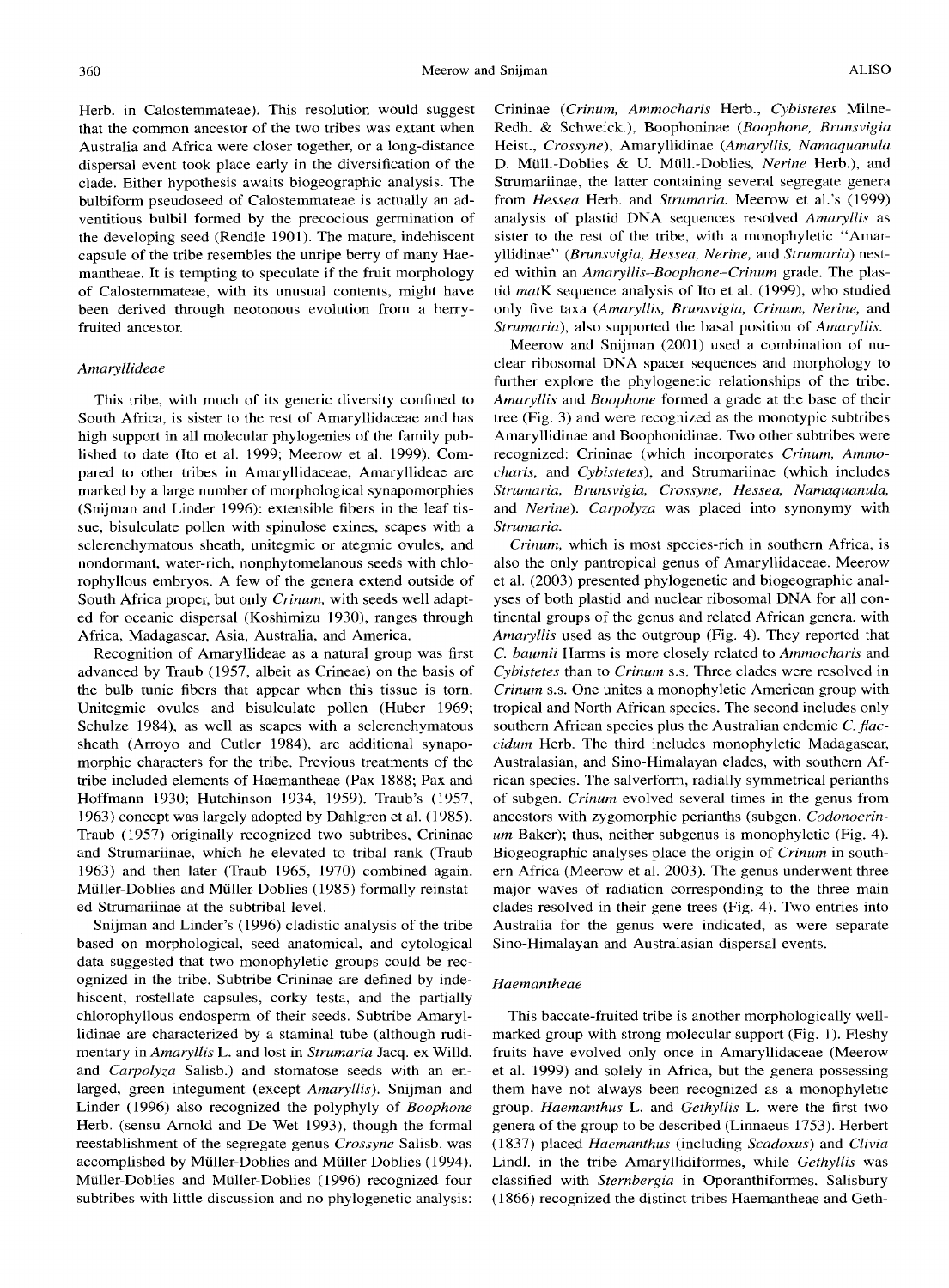Herb. in Calostemmateae). This resolution would suggest that the common ancestor of the two tribes was extant when Australia and Africa were closer together, or a long-distance dispersal event took place early in the diversification of the clade. Either hypothesis awaits biogeographic analysis. The bulbiform pseudoseed of Calostemmateae is actually an adventitious bulbil formed by the precocious germination of the developing seed (Rendle 1901). The mature, indehiscent capsule of the tribe resembles the unripe berry of many Haemantheae. It is tempting to speculate if the fruit morphology of Calostemmateae, with its unusual contents, might have been derived through neotonous evolution from a berry-fruited ancestor.

### *Amaryllideae*

This tribe, with much of its generic diversity confined to South Africa, is sister to the rest of Amaryllidaceae and has high support in all molecular phylogenies of the family published to date (Ito et al. 1999; Meerow et al. 1999). Compared to other tribes in Amaryllidaceae, Amaryllideae are marked by a large number of morphological synapomorphies (Snijman and Linder 1996): extensible fibers in the leaf tissue, bisulculate pollen with spinulose exines, scapes with a sclerenchymatous sheath, unitegmic or ategmic ovules, and nondormant, water-rich, nonphytomelanous seeds with chlorophyllous embryos. A few of the genera extend outside of South Africa proper, but only *Crinum*, with seeds well adapted for oceanic dispersal (Koshimizu 1930), ranges through Africa, Madagascar, Asia, Australia, and America.

Recognition of Amaryllideae as a natural group was first advanced by Traub (1957, albeit as Crineae) on the basis of the bulb tunic fibers that appear when this tissue is torn. Unitegmic ovules and bisulculate pollen (Huber 1969; Schulze 1984), as well as scapes with a sclerenchymatous sheath (Arroyo and Cutler 1984), are additional synapomorphic characters for the tribe. Previous treatments of the tribe included elements of Haemantheae (Pax 1888; Pax and Hoffmann 1930; Hutchinson 1934, 1959). Traub's (1957, 1963) concept was largely adopted by Dahlgren et al. (1985). Traub (1957) originally recognized two subtribes, Crininae and Strumariinae, which he elevated to tribal rank (Traub 1963) and then later (Traub 1965, 1970) combined again. Müller-Doblies and Müller-Doblies (1985) formally reinstated Strumariinae at the subtribal level.

Snijman and Linder's (1996) cladistic analysis of the tribe based on morphological, seed anatomical, and cytological data suggested that two monophyletic groups could be recognized in the tribe. Subtribe Crininae are defined by indehiscent, rostellate capsules, corky testa, and the partially chlorophyllous endosperm of their seeds. Subtribe Amaryllidinae are characterized by a staminal tube (although rudimentary in *Amaryllis* L. and lost in *Strumaria* Jacq. ex Willd. and *Carpolyza* Salisb.) and stomatose seeds with an enlarged, green integument (except *Amaryllis*). Snijman and Linder (1996) also recognized the polyphyly of *Boophone* Herb. (sensu Arnold and De Wet 1993), though the formal reestablishment of the segregate genus *Crossyne* Salisb. was accomplished by Müller-Doblies and Müller-Doblies (1994). Müller-Doblies and Müller-Doblies (1996) recognized four subtribes with little discussion and no phylogenetic analysis: Crininae (*Crinum, Ammocharis* Herb., *Cybistetes* Milne-Redh. & Schweick.), Boophoninae (*Boophone, Brunsvigia* Heist., *Crossyne*), Amaryllidinae (*Amaryllis, Namaquanula* D. Müll.-Doblies & U. Müll.-Doblies, *Nerine* Herb.), and Strumariinae, the latter containing several segregate genera from *Hessea* Herb. and *Strumaria*. Meerow et al.'s (1999) analysis of plastid DNA sequences resolved *Amaryllis* as sister to the rest of the tribe, with a monophyletic "Amaryllidinae" (*Brunsvigia, Hessea, Nerine,* and *Strumaria*) nested within an *Amaryllis–Boophone–Crinum* grade. The plastid *mat*K sequence analysis of Ito et al. (1999), who studied only five taxa (*Amaryllis, Brunsvigia, Crinum, Nerine,* and *Strumaria*), also supported the basal position of *Amaryllis*.

Meerow and Snijman (2001) used a combination of nuclear ribosomal DNA spacer sequences and morphology to further explore the phylogenetic relationships of the tribe. *Amaryllis* and *Boophone* formed a grade at the base of their tree (Fig. 3) and were recognized as the monotypic subtribes Amaryllidinae and Boophonidinae. Two other subtribes were recognized: Crininae (which incorporates *Crinum, Ammocharis,* and *Cybistetes*), and Strumariinae (which includes *Strumaria, Brunsvigia, Crossyne, Hessea, Namaquanula,* and *Nerine*). *Carpolyza* was placed into synonymy with *Strumaria*.

*Crinum*, which is most species-rich in southern Africa, is also the only pantropical genus of Amaryllidaceae. Meerow et al. (2003) presented phylogenetic and biogeographic analyses of both plastid and nuclear ribosomal DNA for all continental groups of the genus and related African genera, with *Amaryllis* used as the outgroup (Fig. 4). They reported that *C. baumii* Harms is more closely related to *Ammocharis* and *Cybistetes* than to *Crinum* s.s. Three clades were resolved in *Crinum* s.s. One unites a monophyletic American group with tropical and North African species. The second includes only southern African species plus the Australian endemic *C. flaccidum* Herb. The third includes monophyletic Madagascar, Australasian, and Sino-Himalayan clades, with southern African species. The salverform, radially symmetrical perianths of subgen. *Crinum* evolved several times in the genus from ancestors with zygomorphic perianths (subgen. *Codonocrinum* Baker); thus, neither subgenus is monophyletic (Fig. 4). Biogeographic analyses place the origin of *Crinum* in southern Africa (Meerow et al. 2003). The genus underwent three major waves of radiation corresponding to the three main clades resolved in their gene trees (Fig. 4). Two entries into Australia for the genus were indicated, as were separate Sino-Himalayan and Australasian dispersal events.

### *Haemantheae*

This baccate-fruited tribe is another morphologically well-marked group with strong molecular support (Fig. 1). Fleshy fruits have evolved only once in Amaryllidaceae (Meerow et al. 1999) and solely in Africa, but the genera possessing them have not always been recognized as a monophyletic group. *Haemanthus* L. and *Gethyllis* L. were the first two genera of the group to be described (Linnaeus 1753). Herbert (1837) placed *Haemanthus* (including *Scadoxus*) and *Clivia* Lindl. in the tribe Amaryllidiformes, while *Gethyllis* was classified with *Sternbergia* in Oporanthiformes. Salisbury (1866) recognized the distinct tribes Haemantheae and Geth-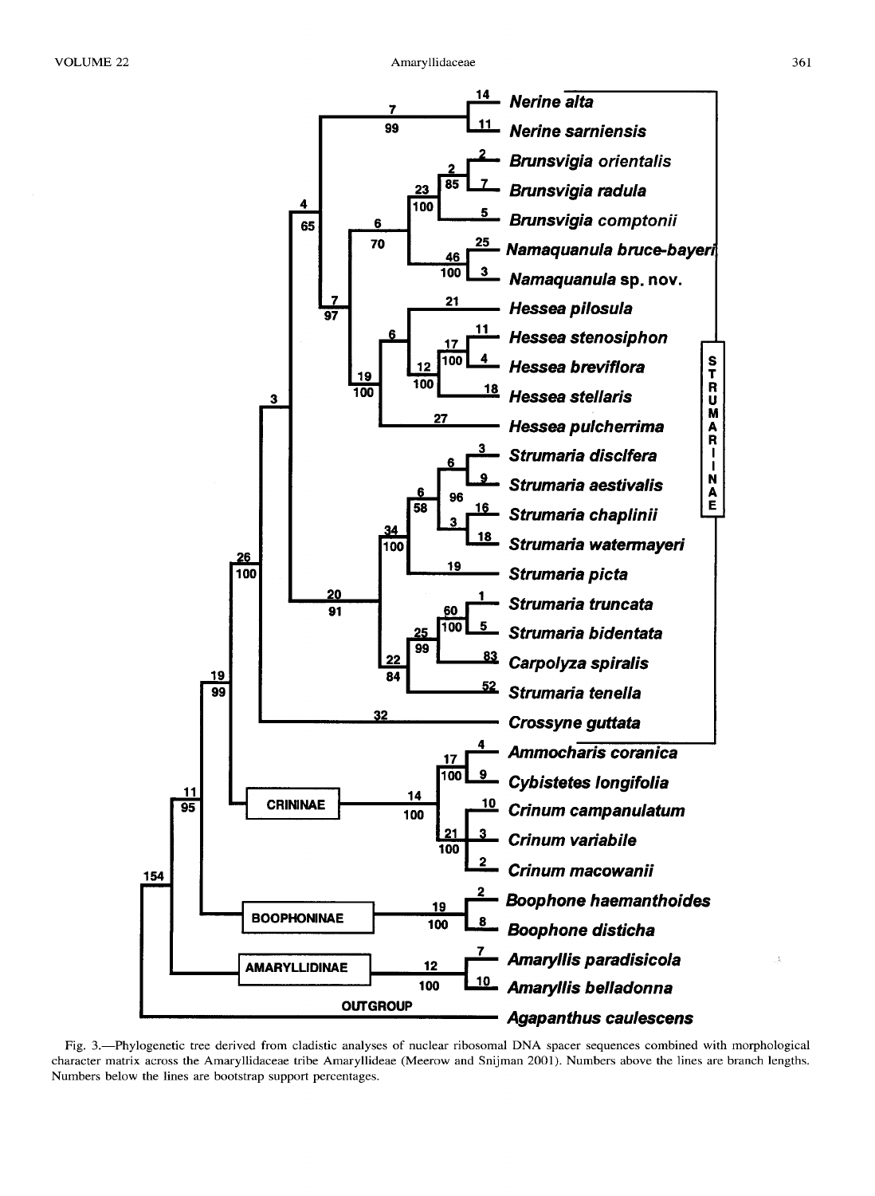Fig. 3.—Phylogenetic tree derived from cladistic analyses of nuclear ribosomal DNA spacer sequences combined with morphological character matrix across the Amaryllidaceae tribe Amaryllideae (Meerow and Snijman 2001). Numbers above the lines are branch lengths. Numbers below the lines are bootstrap support percentages.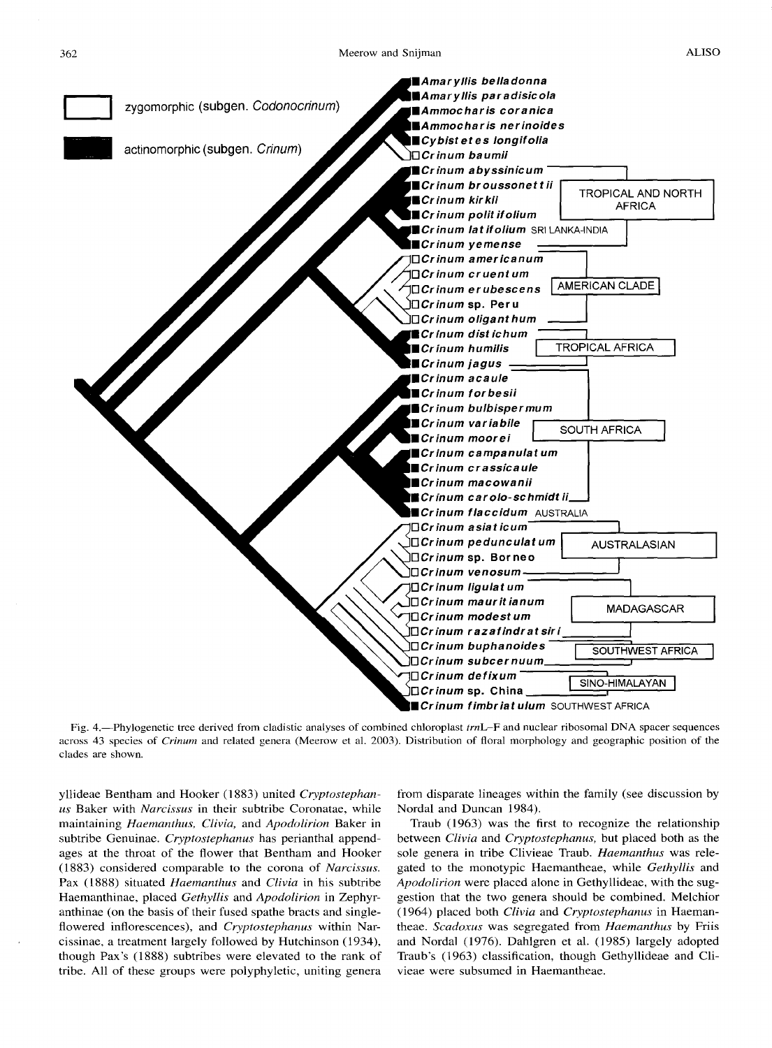Fig. 4.—Phylogenetic tree derived from cladistic analyses of combined chloroplast *trn*L–F and nuclear ribosomal DNA spacer sequences across 43 species of *Crinum* and related genera (Meerow et al. 2003). Distribution of floral morphology and geographic position of the clades are shown.

yllideae Bentham and Hooker (1883) united *Cryptostephanus* Baker with *Narcissus* in their subtribe Coronatae, while maintaining *Haemanthus, Clivia,* and *Apodolirion* Baker in subtribe Genuinae. *Cryptostephanus* has perianthal appendages at the throat of the flower that Bentham and Hooker (1883) considered comparable to the corona of *Narcissus*. Pax (1888) situated *Haemanthus* and *Clivia* in his subtribe Haemanthinae, placed *Gethyllis* and *Apodolirion* in Zephyranthinae (on the basis of their fused spathe bracts and single-flowered inflorescences), and *Cryptostephanus* within Narcissinae, a treatment largely followed by Hutchinson (1934), though Pax's (1888) subtribes were elevated to the rank of tribe. All of these groups were polyphyletic, uniting genera from disparate lineages within the family (see discussion by Nordal and Duncan 1984).

Traub (1963) was the first to recognize the relationship between *Clivia* and *Cryptostephanus*, but placed both as the sole genera in tribe Clivieae Traub. *Haemanthus* was relegated to the monotypic Haemantheae, while *Gethyllis* and *Apodolirion* were placed alone in Gethyllideae, with the suggestion that the two genera should be combined. Melchior (1964) placed both *Clivia* and *Cryptostephanus* in Haemantheae. *Scadoxus* was segregated from *Haemanthus* by Friis and Nordal (1976). Dahlgren et al. (1985) largely adopted Traub's (1963) classification, though Gethyllideae and Clivieae were subsumed in Haemantheae.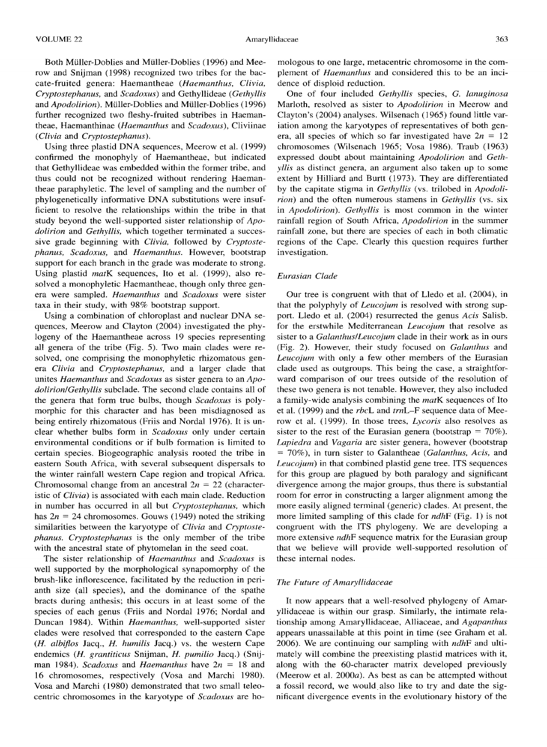Both Müller-Doblies and Müller-Doblies (1996) and Meerow and Snijman (1998) recognized two tribes for the baccate-fruited genera: Haemantheae (*Haemanthus, Clivia, Cryptostephanus,* and *Scadoxus*) and Gethyllideae (*Gethyllis* and *Apodolirion*). Müller-Doblies and Müller-Doblies (1996) further recognized two fleshy-fruited subtribes in Haemantheae, Haemanthinae (*Haemanthus* and *Scadoxus*), Cliviinae (*Clivia* and *Cryptostephanus*).

Using three plastid DNA sequences, Meerow et al. (1999) confirmed the monophyly of Haemantheae, but indicated that Gethyllideae was embedded within the former tribe, and thus could not be recognized without rendering Haemantheae paraphyletic. The level of sampling and the number of phylogenetically informative DNA substitutions were insufficient to resolve the relationships within the tribe in that study beyond the well-supported sister relationship of *Apodolirion* and *Gethyllis,* which together terminated a successive grade beginning with *Clivia,* followed by *Cryptostephanus, Scadoxus,* and *Haemanthus.* However, bootstrap support for each branch in the grade was moderate to strong. Using plastid *mat*K sequences, Ito et al. (1999), also resolved a monophyletic Haemantheae, though only three genera were sampled. *Haemanthus* and *Scadoxus* were sister taxa in their study, with 98% bootstrap support.

Using a combination of chloroplast and nuclear DNA sequences, Meerow and Clayton (2004) investigated the phylogeny of the Haemantheae across 19 species representing all genera of the tribe (Fig. 5). Two main clades were resolved, one comprising the monophyletic rhizomatous genera *Clivia* and *Cryptostephanus,* and a larger clade that unites *Haemanthus* and *Scadoxus* as sister genera to an *Apodolirion/Gethyllis* subclade. The second clade contains all of the genera that form true bulbs, though *Scadoxus* is polymorphic for this character and has been misdiagnosed as being entirely rhizomatous (Friis and Nordal 1976). It is unclear whether bulbs form in *Scadoxus* only under certain environmental conditions or if bulb formation is limited to certain species. Biogeographic analysis rooted the tribe in eastern South Africa, with several subsequent dispersals to the winter rainfall western Cape region and tropical Africa. Chromosomal change from an ancestral $2n = 22$ (characteristic of *Clivia*) is associated with each main clade. Reduction in number has occurred in all but *Cryptostephanus,* which has $2n = 24$ chromosomes. Gouws (1949) noted the striking similarities between the karyotype of *Clivia* and *Cryptostephanus. Cryptostephanus* is the only member of the tribe with the ancestral state of phytomelan in the seed coat.

The sister relationship of *Haemanthus* and *Scadoxus* is well supported by the morphological synapomorphy of the brush-like inflorescence, facilitated by the reduction in perianth size (all species), and the dominance of the spathe bracts during anthesis; this occurs in at least some of the species of each genus (Friis and Nordal 1976; Nordal and Duncan 1984). Within *Haemanthus,* well-supported sister clades were resolved that corresponded to the eastern Cape (*H. albiflos* Jacq., *H. humilis* Jacq.) vs. the western Cape endemics (*H. grantiticus* Snijman, *H. pumilio* Jacq.) (Snijman 1984). *Scadoxus* and *Haemanthus* have $2n = 18$ and 16 chromosomes, respectively (Vosa and Marchi 1980). Vosa and Marchi (1980) demonstrated that two small teleocentric chromosomes in the karyotype of *Scadoxus* are homologous to one large, metacentric chromosome in the complement of *Haemanthus* and considered this to be an incidence of disploid reduction.

One of four included *Gethyllis* species, *G. lanuginosa* Marloth, resolved as sister to *Apodolirion* in Meerow and Clayton's (2004) analyses. Wilsenach (1965) found little variation among the karyotypes of representatives of both genera, all species of which so far investigated have $2n = 12$ chromosomes (Wilsenach 1965; Vosa 1986). Traub (1963) expressed doubt about maintaining *Apodolirion* and *Gethyllis* as distinct genera, an argument also taken up to some extent by Hilliard and Burtt (1973). They are differentiated by the capitate stigma in *Gethyllis* (vs. trilobed in *Apodolirion*) and the often numerous stamens in *Gethyllis* (vs. six in *Apodolirion*). *Gethyllis* is most common in the winter rainfall region of South Africa, *Apodolirion* in the summer rainfall zone, but there are species of each in both climatic regions of the Cape. Clearly this question requires further investigation.

### *Eurasian Clade*

Our tree is congruent with that of Lledo et al. (2004), in that the polyphyly of *Leucojum* is resolved with strong support. Lledo et al. (2004) resurrected the genus *Acis* Salisb. for the erstwhile Mediterranean *Leucojum* that resolve as sister to a *Galanthus/Leucojum* clade in their work as in ours (Fig. 2). However, their study focused on *Galanthus* and *Leucojum* with only a few other members of the Eurasian clade used as outgroups. This being the case, a straightforward comparison of our trees outside of the resolution of these two genera is not tenable. However, they also included a family-wide analysis combining the *mat*K sequences of Ito et al. (1999) and the *rbc*L and *trn*L–F sequence data of Meerow et al. (1999). In those trees, *Lycoris* also resolves as sister to the rest of the Eurasian genera (bootstrap = 70%). *Lapiedra* and *Vagaria* are sister genera, however (bootstrap = 70%), in turn sister to Galantheae (*Galanthus, Acis,* and *Leucojum*) in that combined plastid gene tree. ITS sequences for this group are plagued by both paralogy and significant divergence among the major groups, thus there is substantial room for error in constructing a larger alignment among the more easily aligned terminal (generic) clades. At present, the more limited sampling of this clade for *ndh*F (Fig. 1) is not congruent with the ITS phylogeny. We are developing a more extensive *ndh*F sequence matrix for the Eurasian group that we believe will provide well-supported resolution of these internal nodes.

### *The Future of Amaryllidaceae*

It now appears that a well-resolved phylogeny of Amaryllidaceae is within our grasp. Similarly, the intimate relationship among Amaryllidaceae, Alliaceae, and *Agapanthus* appears unassailable at this point in time (see Graham et al. 2006). We are continuing our sampling with *ndh*F and ultimately will combine the preexisting plastid matrices with it, along with the 60-character matrix developed previously (Meerow et al. 2000*a*). As best as can be attempted without a fossil record, we would also like to try and date the significant divergence events in the evolutionary history of the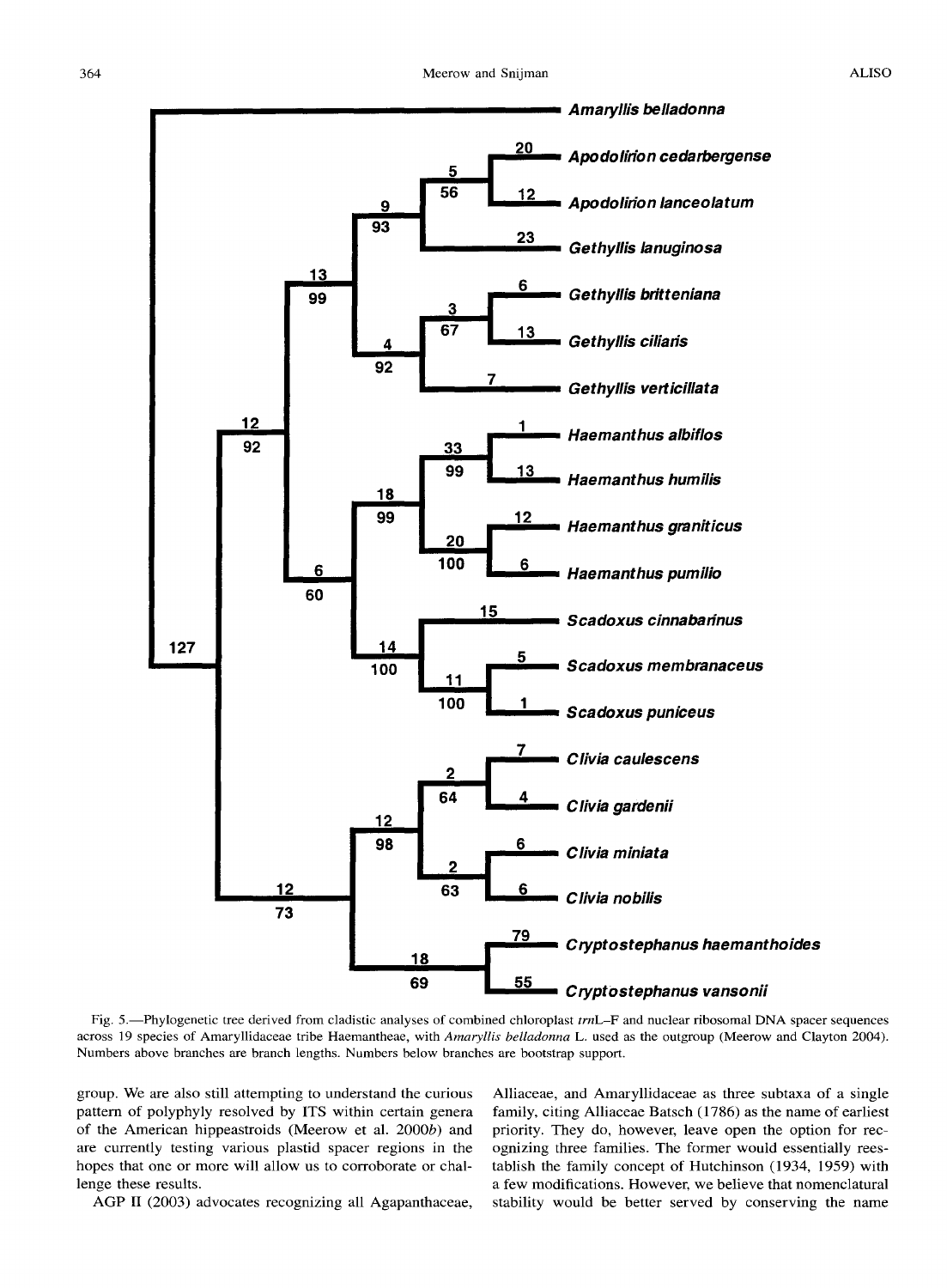Fig. 5.—Phylogenetic tree derived from cladistic analyses of combined chloroplast *trn*L–F and nuclear ribosomal DNA spacer sequences across 19 species of Amaryllidaceae tribe Haemantheae, with *Amaryllis belladonna* L. used as the outgroup (Meerow and Clayton 2004). Numbers above branches are branch lengths. Numbers below branches are bootstrap support.

group. We are also still attempting to understand the curious pattern of polyphyly resolved by ITS within certain genera of the American hippeastroids (Meerow et al. 2000*b*) and are currently testing various plastid spacer regions in the hopes that one or more will allow us to corroborate or challenge these results.

AGP II (2003) advocates recognizing all Agapanthaceae, Alliaceae, and Amaryllidaceae as three subtaxa of a single family, citing Alliaceae Batsch (1786) as the name of earliest priority. They do, however, leave open the option for recognizing three families. The former would essentially reestablish the family concept of Hutchinson (1934, 1959) with a few modifications. However, we believe that nomenclatural stability would be better served by conserving the name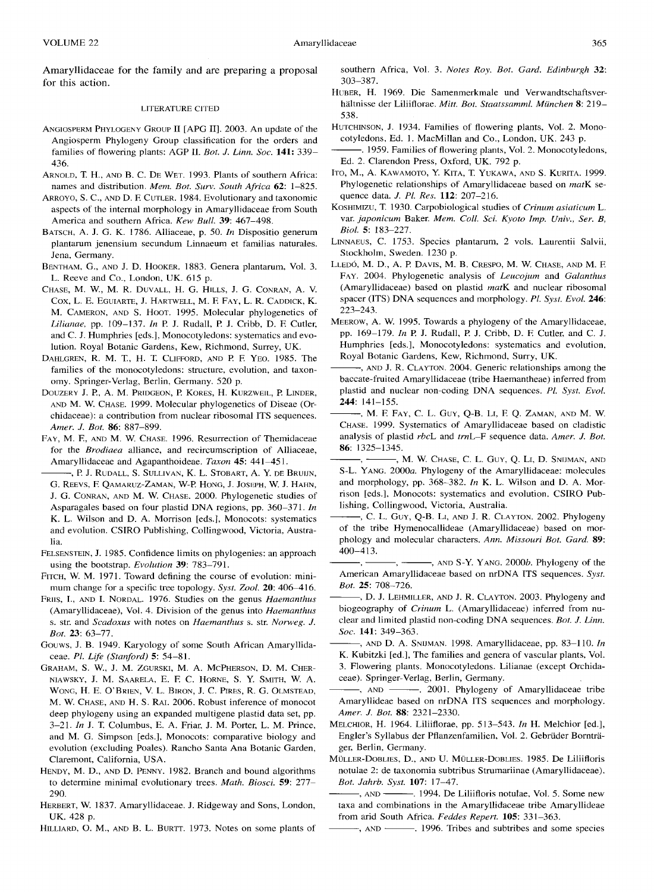Amaryllidaceae for the family and are preparing a proposal for this action.

## LITERATURE CITED

ANGIOSPERM PHYLOGENY GROUP II [APG II]. 2003. An update of the Angiosperm Phylogeny Group classification for the orders and families of flowering plants: AGP II. *Bot. J. Linn. Soc.* **141**: 339–436.

ARNOLD, T. H., AND B. C. DE WET. 1993. Plants of southern Africa: names and distribution. *Mem. Bot. Surv. South Africa* **62**: 1–825.

ARROYO, S. C., AND D. F. CUTLER. 1984. Evolutionary and taxonomic aspects of the internal morphology in Amaryllidaceae from South America and southern Africa. *Kew Bull.* **39**: 467–498.

BATSCH, A. J. G. K. 1786. Alliaceae, p. 50. *In* Dispositio generum plantarum jenensium secundum Linnaeum et familias naturales. Jena, Germany.

BENTHAM, G., AND J. D. HOOKER. 1883. Genera plantarum, Vol. 3. L. Reeve and Co., London, UK. 615 p.

CHASE, M. W., M. R. DUVALL, H. G. HILLS, J. G. CONRAN, A. V. COX, L. E. EGUIARTE, J. HARTWELL, M. F. FAY, L. R. CADDICK, K. M. CAMERON, AND S. HOOT. 1995. Molecular phylogenetics of *Lilianae*, pp. 109–137. *In* P. J. Rudall, P. J. Cribb, D. F. Cutler, and C. J. Humphries [eds.], Monocotyledons: systematics and evolution. Royal Botanic Gardens, Kew, Richmond, Surrey, UK.

DAHLGREN, R. M. T., H. T. CLIFFORD, AND P. F. YEO. 1985. The families of the monocotyledons: structure, evolution, and taxonomy. Springer-Verlag, Berlin, Germany. 520 p.

DOUZERY J. P., A. M. PRIDGEON, P. KORES, H. KURZWEIL, P. LINDER, AND M. W. CHASE. 1999. Molecular phylogenetics of Diseae (Orchidaceae): a contribution from nuclear ribosomal ITS sequences. *Amer. J. Bot.* **86**: 887–899.

FAY, M. F., AND M. W. CHASE. 1996. Resurrection of Themidaceae for the *Brodiaea* alliance, and recircumscription of Alliaceae, Amaryllidaceae and Agapanthoideae. *Taxon* **45**: 441–451.

———, P. J. RUDALL, S. SULLIVAN, K. L. STOBART, A. Y. DE BRUIJN, G. REEVS, F. QAMARUZ-ZAMAN, W-P. HONG, J. JOSEPH, W. J. HAHN, J. G. CONRAN, AND M. W. CHASE. 2000. Phylogenetic studies of Asparagales based on four plastid DNA regions, pp. 360–371. *In* K. L. Wilson and D. A. Morrison [eds.], Monocots: systematics and evolution. CSIRO Publishing, Collingwood, Victoria, Australia.

FELSENSTEIN, J. 1985. Confidence limits on phylogenies: an approach using the bootstrap. *Evolution* **39**: 783–791.

FITCH, W. M. 1971. Toward defining the course of evolution: minimum change for a specific tree topology. *Syst. Zool.* **20**: 406–416.

FRIIS, I., AND I. NORDAL. 1976. Studies on the genus *Haemanthus* (Amaryllidaceae), Vol. 4. Division of the genus into *Haemanthus* s. str. and *Scadoxus* with notes on *Haemanthus* s. str. *Norweg. J. Bot.* **23**: 63–77.

GOUWS, J. B. 1949. Karyology of some South African Amaryllidaceae. *Pl. Life (Stanford)* **5**: 54–81.

GRAHAM, S. W., J. M. ZGURSKI, M. A. MCPHERSON, D. M. CHERNIAWSKY, J. M. SAARELA, E. F. C. HORNE, S. Y. SMITH, W. A. WONG, H. E. O'BRIEN, V. L. BIRON, J. C. PIRES, R. G. OLMSTEAD, M. W. CHASE, AND H. S. RAI. 2006. Robust inference of monocot deep phylogeny using an expanded multigene plastid data set, pp. 3–21. *In* J. T. Columbus, E. A. Friar, J. M. Porter, L. M. Prince, and M. G. Simpson [eds.], Monocots: comparative biology and evolution (excluding Poales). Rancho Santa Ana Botanic Garden, Claremont, California, USA.

HENDY, M. D., AND D. PENNY. 1982. Branch and bound algorithms to determine minimal evolutionary trees. *Math. Biosci.* **59**: 277–290.

HERBERT, W. 1837. Amaryllidaceae. J. Ridgeway and Sons, London, UK. 428 p.

HILLIARD, O. M., AND B. L. BURTT. 1973. Notes on some plants of southern Africa, Vol. 3. *Notes Roy. Bot. Gard. Edinburgh* **32**: 303–387.

HUBER, H. 1969. Die Samenmerkmale und Verwandtschaftsverhältnisse der Liliiflorae. *Mitt. Bot. Staatssamml. München* **8**: 219–538.

HUTCHINSON, J. 1934. Families of flowering plants, Vol. 2. Monocotyledons, Ed. 1. MacMillan and Co., London, UK. 243 p.

———. 1959. Families of flowering plants, Vol. 2. Monocotyledons, Ed. 2. Clarendon Press, Oxford, UK. 792 p.

ITO, M., A. KAWAMOTO, Y. KITA, T. YUKAWA, AND S. KURITA. 1999. Phylogenetic relationships of Amaryllidaceae based on *mat*K sequence data. *J. Pl. Res.* **112**: 207–216.

KOSHIMIZU, T. 1930. Carpobiological studies of *Crinum asiaticum* L. var. *japonicum* Baker. *Mem. Coll. Sci. Kyoto Imp. Univ., Ser. B, Biol.* **5**: 183–227.

LINNAEUS, C. 1753. Species plantarum, 2 vols. Laurentii Salvii, Stockholm, Sweden. 1230 p.

LLEDÓ, M. D., A. P. DAVIS, M. B. CRESPO, M. W. CHASE, AND M. F. FAY. 2004. Phylogenetic analysis of *Leucojum* and *Galanthus* (Amaryllidaceae) based on plastid *mat*K and nuclear ribosomal spacer (ITS) DNA sequences and morphology. *Pl. Syst. Evol.* **246**: 223–243.

MEEROW, A. W. 1995. Towards a phylogeny of the Amaryllidaceae, pp. 169–179. *In* P. J. Rudall, P. J. Cribb, D. F. Cutler, and C. J. Humphries [eds.], Monocotyledons: systematics and evolution. Royal Botanic Gardens, Kew, Richmond, Surry, UK.

———, AND J. R. CLAYTON. 2004. Generic relationships among the baccate-fruited Amaryllidaceae (tribe Haemantheae) inferred from plastid and nuclear non-coding DNA sequences. *Pl. Syst. Evol.* **244**: 141–155.

———, M. F. FAY, C. L. GUY, Q-B. LI, F. Q. ZAMAN, AND M. W. CHASE. 1999. Systematics of Amaryllidaceae based on cladistic analysis of plastid *rbc*L and *trn*L–F sequence data. *Amer. J. Bot.* **86**: 1325–1345.

———, ———, M. W. CHASE, C. L. GUY, Q. LI, D. SNIJMAN, AND S-L. YANG. 2000*a*. Phylogeny of the Amaryllidaceae: molecules and morphology, pp. 368–382. *In* K. L. Wilson and D. A. Morrison [eds.], Monocots: systematics and evolution. CSIRO Publishing, Collingwood, Victoria, Australia.

———, C. L. GUY, Q-B. LI, AND J. R. CLAYTON. 2002. Phylogeny of the tribe Hymenocallideae (Amaryllidaceae) based on morphology and molecular characters. *Ann. Missouri Bot. Gard.* **89**: 400–413.

———, ———, ———, AND S-Y. YANG. 2000*b*. Phylogeny of the American Amaryllidaceae based on nrDNA ITS sequences. *Syst. Bot.* **25**: 708–726.

———, D. J. LEHMILLER, AND J. R. CLAYTON. 2003. Phylogeny and biogeography of *Crinum* L. (Amaryllidaceae) inferred from nuclear and limited plastid non-coding DNA sequences. *Bot. J. Linn. Soc.* **141**: 349–363.

———, AND D. A. SNIJMAN. 1998. Amaryllidaceae, pp. 83–110. *In* K. Kubitzki [ed.], The families and genera of vascular plants, Vol. 3. Flowering plants. Monocotyledons. Lilianae (except Orchidaceae). Springer-Verlag, Berlin, Germany.

———, AND ———. 2001. Phylogeny of Amaryllidaceae tribe Amaryllideae based on nrDNA ITS sequences and morphology. *Amer. J. Bot.* **88**: 2321–2330.

MELCHIOR, H. 1964. Liliiflorae, pp. 513–543. *In* H. Melchior [ed.], Engler's Syllabus der Pflanzenfamilien, Vol. 2. Gebrüder Bornträger, Berlin, Germany.

MÜLLER-DOBLIES, D., AND U. MÜLLER-DOBLIES. 1985. De Liliifloris notulae 2: de taxonomia subtribus Strumariinae (Amaryllidaceae). *Bot. Jahrb. Syst.* **107**: 17–47.

———, AND ———. 1994. De Liliifloris notulae, Vol. 5. Some new taxa and combinations in the Amaryllidaceae tribe Amaryllideae from arid South Africa. *Feddes Repert.* **105**: 331–363.

———, AND ———. 1996. Tribes and subtribes and some species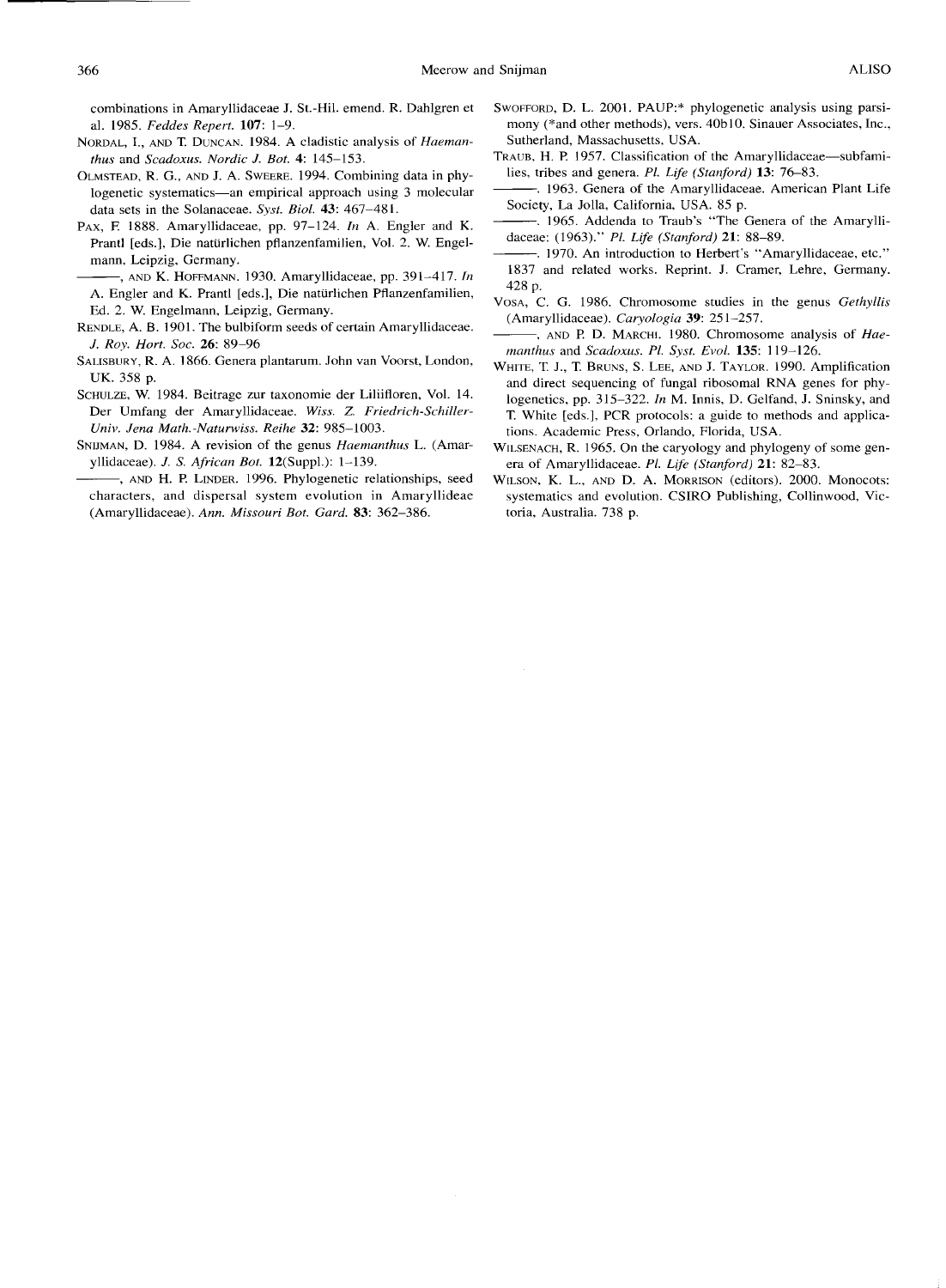combinations in Amaryllidaceae J. St.-Hil. emend. R. Dahlgren et al. 1985. *Feddes Repert.* **107**: 1–9.

Nordal, I., and T. Duncan. 1984. A cladistic analysis of *Haemanthus* and *Scadoxus*. *Nordic J. Bot.* **4**: 145–153.

Olmstead, R. G., and J. A. Sweere. 1994. Combining data in phylogenetic systematics—an empirical approach using 3 molecular data sets in the Solanaceae. *Syst. Biol.* **43**: 467–481.

Pax, F. 1888. Amaryllidaceae, pp. 97–124. *In* A. Engler and K. Prantl [eds.], Die natürlichen pflanzenfamilien, Vol. 2. W. Engelmann, Leipzig, Germany.

———, and K. Hoffmann. 1930. Amaryllidaceae, pp. 391–417. *In* A. Engler and K. Prantl [eds.], Die natürlichen Pflanzenfamilien, Ed. 2. W. Engelmann, Leipzig, Germany.

Rendle, A. B. 1901. The bulbiform seeds of certain Amaryllidaceae. *J. Roy. Hort. Soc.* **26**: 89–96

Salisbury, R. A. 1866. Genera plantarum. John van Voorst, London, UK. 358 p.

Schulze, W. 1984. Beitrage zur taxonomie der Liliifloren, Vol. 14. Der Umfang der Amaryllidaceae. *Wiss. Z. Friedrich-Schiller-Univ. Jena Math.-Naturwiss. Reihe* **32**: 985–1003.

Snijman, D. 1984. A revision of the genus *Haemanthus* L. (Amaryllidaceae). *J. S. African Bot.* **12**(Suppl.): 1–139.

———, and H. P. Linder. 1996. Phylogenetic relationships, seed characters, and dispersal system evolution in Amaryllideae (Amaryllidaceae). *Ann. Missouri Bot. Gard.* **83**: 362–386.

Swofford, D. L. 2001. PAUP:* phylogenetic analysis using parsimony (*and other methods), vers. 40b10. Sinauer Associates, Inc., Sutherland, Massachusetts, USA.

Traub, H. P. 1957. Classification of the Amaryllidaceae—subfamilies, tribes and genera. *Pl. Life (Stanford)* **13**: 76–83.

———. 1963. Genera of the Amaryllidaceae. American Plant Life Society, La Jolla, California, USA. 85 p.

———. 1965. Addenda to Traub's "The Genera of the Amaryllidaceae: (1963)." *Pl. Life (Stanford)* **21**: 88–89.

———. 1970. An introduction to Herbert's "Amaryllidaceae, etc." 1837 and related works. Reprint. J. Cramer, Lehre, Germany. 428 p.

Vosa, C. G. 1986. Chromosome studies in the genus *Gethyllis* (Amaryllidaceae). *Caryologia* **39**: 251–257.

———, and P. D. Marchi. 1980. Chromosome analysis of *Haemanthus* and *Scadoxus*. *Pl. Syst. Evol.* **135**: 119–126.

White, T. J., T. Bruns, S. Lee, and J. Taylor. 1990. Amplification and direct sequencing of fungal ribosomal RNA genes for phylogenetics, pp. 315–322. *In* M. Innis, D. Gelfand, J. Sninsky, and T. White [eds.], PCR protocols: a guide to methods and applications. Academic Press, Orlando, Florida, USA.

Wilsenach, R. 1965. On the caryology and phylogeny of some genera of Amaryllidaceae. *Pl. Life (Stanford)* **21**: 82–83.

Wilson, K. L., and D. A. Morrison (editors). 2000. Monocots: systematics and evolution. CSIRO Publishing, Collinwood, Victoria, Australia. 738 p.